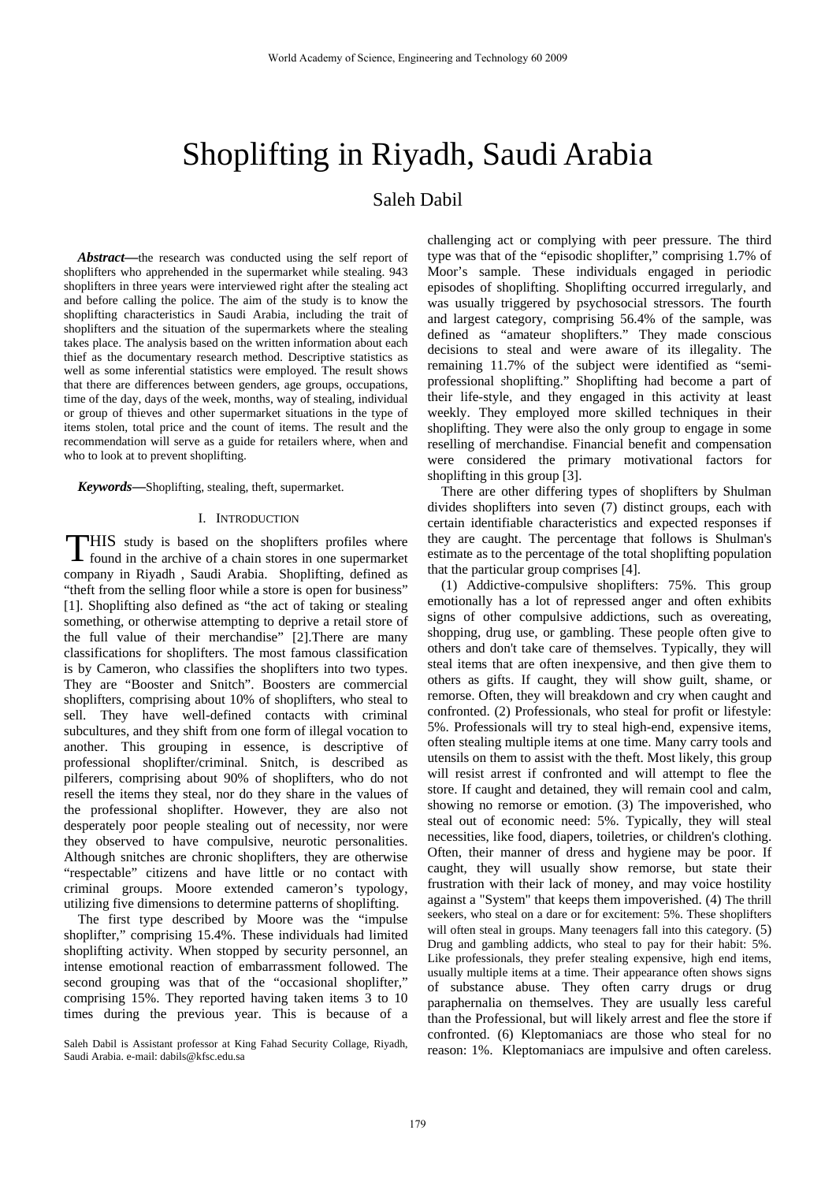# Shoplifting in Riyadh, Saudi Arabia

Saleh Dabil

***Abstract*—**the research was conducted using the self report of shoplifters who apprehended in the supermarket while stealing. 943 shoplifters in three years were interviewed right after the stealing act and before calling the police. The aim of the study is to know the shoplifting characteristics in Saudi Arabia, including the trait of shoplifters and the situation of the supermarkets where the stealing takes place. The analysis based on the written information about each thief as the documentary research method. Descriptive statistics as well as some inferential statistics were employed. The result shows that there are differences between genders, age groups, occupations, time of the day, days of the week, months, way of stealing, individual or group of thieves and other supermarket situations in the type of items stolen, total price and the count of items. The result and the recommendation will serve as a guide for retailers where, when and who to look at to prevent shoplifting.

***Keywords*—**Shoplifting, stealing, theft, supermarket.

## I. Introduction

THIS study is based on the shoplifters profiles where found in the archive of a chain stores in one supermarket company in Riyadh , Saudi Arabia. Shoplifting, defined as "theft from the selling floor while a store is open for business" [1]. Shoplifting also defined as "the act of taking or stealing something, or otherwise attempting to deprive a retail store of the full value of their merchandise" [2].There are many classifications for shoplifters. The most famous classification is by Cameron, who classifies the shoplifters into two types. They are "Booster and Snitch". Boosters are commercial shoplifters, comprising about 10% of shoplifters, who steal to sell. They have well-defined contacts with criminal subcultures, and they shift from one form of illegal vocation to another. This grouping in essence, is descriptive of professional shoplifter/criminal. Snitch, is described as pilferers, comprising about 90% of shoplifters, who do not resell the items they steal, nor do they share in the values of the professional shoplifter. However, they are also not desperately poor people stealing out of necessity, nor were they observed to have compulsive, neurotic personalities. Although snitches are chronic shoplifters, they are otherwise "respectable" citizens and have little or no contact with criminal groups. Moore extended cameron's typology, utilizing five dimensions to determine patterns of shoplifting.

The first type described by Moore was the "impulse shoplifter," comprising 15.4%. These individuals had limited shoplifting activity. When stopped by security personnel, an intense emotional reaction of embarrassment followed. The second grouping was that of the "occasional shoplifter," comprising 15%. They reported having taken items 3 to 10 times during the previous year. This is because of a challenging act or complying with peer pressure. The third type was that of the "episodic shoplifter," comprising 1.7% of Moor's sample. These individuals engaged in periodic episodes of shoplifting. Shoplifting occurred irregularly, and was usually triggered by psychosocial stressors. The fourth and largest category, comprising 56.4% of the sample, was defined as "amateur shoplifters." They made conscious decisions to steal and were aware of its illegality. The remaining 11.7% of the subject were identified as "semi-professional shoplifting." Shoplifting had become a part of their life-style, and they engaged in this activity at least weekly. They employed more skilled techniques in their shoplifting. They were also the only group to engage in some reselling of merchandise. Financial benefit and compensation were considered the primary motivational factors for shoplifting in this group [3].

There are other differing types of shoplifters by Shulman divides shoplifters into seven (7) distinct groups, each with certain identifiable characteristics and expected responses if they are caught. The percentage that follows is Shulman's estimate as to the percentage of the total shoplifting population that the particular group comprises [4].

(1) Addictive-compulsive shoplifters: 75%. This group emotionally has a lot of repressed anger and often exhibits signs of other compulsive addictions, such as overeating, shopping, drug use, or gambling. These people often give to others and don't take care of themselves. Typically, they will steal items that are often inexpensive, and then give them to others as gifts. If caught, they will show guilt, shame, or remorse. Often, they will breakdown and cry when caught and confronted. (2) Professionals, who steal for profit or lifestyle: 5%. Professionals will try to steal high-end, expensive items, often stealing multiple items at one time. Many carry tools and utensils on them to assist with the theft. Most likely, this group will resist arrest if confronted and will attempt to flee the store. If caught and detained, they will remain cool and calm, showing no remorse or emotion. (3) The impoverished, who steal out of economic need: 5%. Typically, they will steal necessities, like food, diapers, toiletries, or children's clothing. Often, their manner of dress and hygiene may be poor. If caught, they will usually show remorse, but state their frustration with their lack of money, and may voice hostility against a "System" that keeps them impoverished. (4) The thrill seekers, who steal on a dare or for excitement: 5%. These shoplifters will often steal in groups. Many teenagers fall into this category. (5) Drug and gambling addicts, who steal to pay for their habit: 5%. Like professionals, they prefer stealing expensive, high end items, usually multiple items at a time. Their appearance often shows signs of substance abuse. They often carry drugs or drug paraphernalia on themselves. They are usually less careful than the Professional, but will likely arrest and flee the store if confronted. (6) Kleptomaniacs are those who steal for no reason: 1%. Kleptomaniacs are impulsive and often careless.

Saleh Dabil is Assistant professor at King Fahad Security Collage, Riyadh, Saudi Arabia. e-mail: dabils@kfsc.edu.sa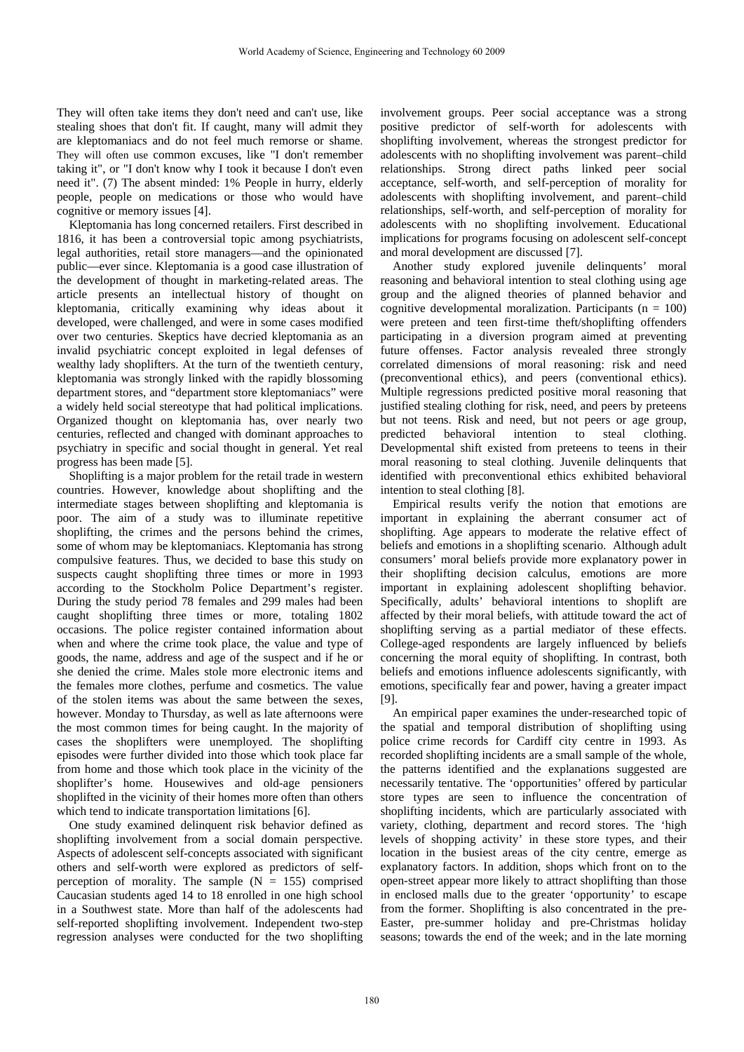They will often take items they don't need and can't use, like stealing shoes that don't fit. If caught, many will admit they are kleptomaniacs and do not feel much remorse or shame. They will often use common excuses, like "I don't remember taking it", or "I don't know why I took it because I don't even need it". (7) The absent minded: 1% People in hurry, elderly people, people on medications or those who would have cognitive or memory issues [4].

Kleptomania has long concerned retailers. First described in 1816, it has been a controversial topic among psychiatrists, legal authorities, retail store managers—and the opinionated public—ever since. Kleptomania is a good case illustration of the development of thought in marketing-related areas. The article presents an intellectual history of thought on kleptomania, critically examining why ideas about it developed, were challenged, and were in some cases modified over two centuries. Skeptics have decried kleptomania as an invalid psychiatric concept exploited in legal defenses of wealthy lady shoplifters. At the turn of the twentieth century, kleptomania was strongly linked with the rapidly blossoming department stores, and "department store kleptomaniacs" were a widely held social stereotype that had political implications. Organized thought on kleptomania has, over nearly two centuries, reflected and changed with dominant approaches to psychiatry in specific and social thought in general. Yet real progress has been made [5].

Shoplifting is a major problem for the retail trade in western countries. However, knowledge about shoplifting and the intermediate stages between shoplifting and kleptomania is poor. The aim of a study was to illuminate repetitive shoplifting, the crimes and the persons behind the crimes, some of whom may be kleptomaniacs. Kleptomania has strong compulsive features. Thus, we decided to base this study on suspects caught shoplifting three times or more in 1993 according to the Stockholm Police Department's register. During the study period 78 females and 299 males had been caught shoplifting three times or more, totaling 1802 occasions. The police register contained information about when and where the crime took place, the value and type of goods, the name, address and age of the suspect and if he or she denied the crime. Males stole more electronic items and the females more clothes, perfume and cosmetics. The value of the stolen items was about the same between the sexes, however. Monday to Thursday, as well as late afternoons were the most common times for being caught. In the majority of cases the shoplifters were unemployed. The shoplifting episodes were further divided into those which took place far from home and those which took place in the vicinity of the shoplifter's home. Housewives and old-age pensioners shoplifted in the vicinity of their homes more often than others which tend to indicate transportation limitations [6].

One study examined delinquent risk behavior defined as shoplifting involvement from a social domain perspective. Aspects of adolescent self-concepts associated with significant others and self-worth were explored as predictors of self-perception of morality. The sample ($N = 155$) comprised Caucasian students aged 14 to 18 enrolled in one high school in a Southwest state. More than half of the adolescents had self-reported shoplifting involvement. Independent two-step regression analyses were conducted for the two shoplifting involvement groups. Peer social acceptance was a strong positive predictor of self-worth for adolescents with shoplifting involvement, whereas the strongest predictor for adolescents with no shoplifting involvement was parent–child relationships. Strong direct paths linked peer social acceptance, self-worth, and self-perception of morality for adolescents with shoplifting involvement, and parent–child relationships, self-worth, and self-perception of morality for adolescents with no shoplifting involvement. Educational implications for programs focusing on adolescent self-concept and moral development are discussed [7].

Another study explored juvenile delinquents' moral reasoning and behavioral intention to steal clothing using age group and the aligned theories of planned behavior and cognitive developmental moralization. Participants ($n = 100$) were preteen and teen first-time theft/shoplifting offenders participating in a diversion program aimed at preventing future offenses. Factor analysis revealed three strongly correlated dimensions of moral reasoning: risk and need (preconventional ethics), and peers (conventional ethics). Multiple regressions predicted positive moral reasoning that justified stealing clothing for risk, need, and peers by preteens but not teens. Risk and need, but not peers or age group, predicted behavioral intention to steal clothing. Developmental shift existed from preteens to teens in their moral reasoning to steal clothing. Juvenile delinquents that identified with preconventional ethics exhibited behavioral intention to steal clothing [8].

Empirical results verify the notion that emotions are important in explaining the aberrant consumer act of shoplifting. Age appears to moderate the relative effect of beliefs and emotions in a shoplifting scenario. Although adult consumers' moral beliefs provide more explanatory power in their shoplifting decision calculus, emotions are more important in explaining adolescent shoplifting behavior. Specifically, adults' behavioral intentions to shoplift are affected by their moral beliefs, with attitude toward the act of shoplifting serving as a partial mediator of these effects. College-aged respondents are largely influenced by beliefs concerning the moral equity of shoplifting. In contrast, both beliefs and emotions influence adolescents significantly, with emotions, specifically fear and power, having a greater impact [9].

An empirical paper examines the under-researched topic of the spatial and temporal distribution of shoplifting using police crime records for Cardiff city centre in 1993. As recorded shoplifting incidents are a small sample of the whole, the patterns identified and the explanations suggested are necessarily tentative. The 'opportunities' offered by particular store types are seen to influence the concentration of shoplifting incidents, which are particularly associated with variety, clothing, department and record stores. The 'high levels of shopping activity' in these store types, and their location in the busiest areas of the city centre, emerge as explanatory factors. In addition, shops which front on to the open-street appear more likely to attract shoplifting than those in enclosed malls due to the greater 'opportunity' to escape from the former. Shoplifting is also concentrated in the pre-Easter, pre-summer holiday and pre-Christmas holiday seasons; towards the end of the week; and in the late morning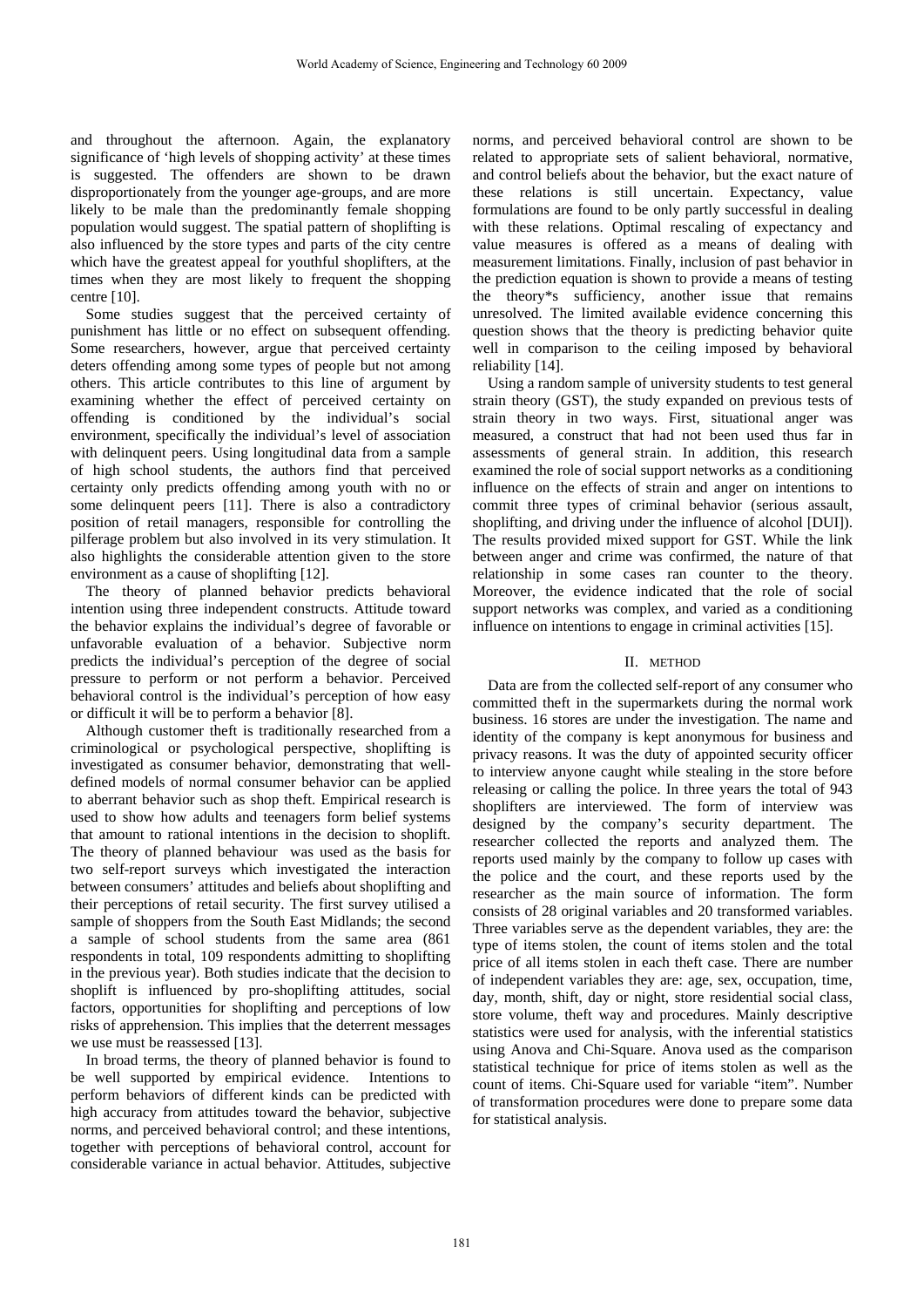and throughout the afternoon. Again, the explanatory significance of 'high levels of shopping activity' at these times is suggested. The offenders are shown to be drawn disproportionately from the younger age-groups, and are more likely to be male than the predominantly female shopping population would suggest. The spatial pattern of shoplifting is also influenced by the store types and parts of the city centre which have the greatest appeal for youthful shoplifters, at the times when they are most likely to frequent the shopping centre [10].

Some studies suggest that the perceived certainty of punishment has little or no effect on subsequent offending. Some researchers, however, argue that perceived certainty deters offending among some types of people but not among others. This article contributes to this line of argument by examining whether the effect of perceived certainty on offending is conditioned by the individual's social environment, specifically the individual's level of association with delinquent peers. Using longitudinal data from a sample of high school students, the authors find that perceived certainty only predicts offending among youth with no or some delinquent peers [11]. There is also a contradictory position of retail managers, responsible for controlling the pilferage problem but also involved in its very stimulation. It also highlights the considerable attention given to the store environment as a cause of shoplifting [12].

The theory of planned behavior predicts behavioral intention using three independent constructs. Attitude toward the behavior explains the individual's degree of favorable or unfavorable evaluation of a behavior. Subjective norm predicts the individual's perception of the degree of social pressure to perform or not perform a behavior. Perceived behavioral control is the individual's perception of how easy or difficult it will be to perform a behavior [8].

Although customer theft is traditionally researched from a criminological or psychological perspective, shoplifting is investigated as consumer behavior, demonstrating that well-defined models of normal consumer behavior can be applied to aberrant behavior such as shop theft. Empirical research is used to show how adults and teenagers form belief systems that amount to rational intentions in the decision to shoplift. The theory of planned behaviour was used as the basis for two self-report surveys which investigated the interaction between consumers' attitudes and beliefs about shoplifting and their perceptions of retail security. The first survey utilised a sample of shoppers from the South East Midlands; the second a sample of school students from the same area (861 respondents in total, 109 respondents admitting to shoplifting in the previous year). Both studies indicate that the decision to shoplift is influenced by pro-shoplifting attitudes, social factors, opportunities for shoplifting and perceptions of low risks of apprehension. This implies that the deterrent messages we use must be reassessed [13].

In broad terms, the theory of planned behavior is found to be well supported by empirical evidence. Intentions to perform behaviors of different kinds can be predicted with high accuracy from attitudes toward the behavior, subjective norms, and perceived behavioral control; and these intentions, together with perceptions of behavioral control, account for considerable variance in actual behavior. Attitudes, subjective norms, and perceived behavioral control are shown to be related to appropriate sets of salient behavioral, normative, and control beliefs about the behavior, but the exact nature of these relations is still uncertain. Expectancy, value formulations are found to be only partly successful in dealing with these relations. Optimal rescaling of expectancy and value measures is offered as a means of dealing with measurement limitations. Finally, inclusion of past behavior in the prediction equation is shown to provide a means of testing the theory*s sufficiency, another issue that remains unresolved. The limited available evidence concerning this question shows that the theory is predicting behavior quite well in comparison to the ceiling imposed by behavioral reliability [14].

Using a random sample of university students to test general strain theory (GST), the study expanded on previous tests of strain theory in two ways. First, situational anger was measured, a construct that had not been used thus far in assessments of general strain. In addition, this research examined the role of social support networks as a conditioning influence on the effects of strain and anger on intentions to commit three types of criminal behavior (serious assault, shoplifting, and driving under the influence of alcohol [DUI]). The results provided mixed support for GST. While the link between anger and crime was confirmed, the nature of that relationship in some cases ran counter to the theory. Moreover, the evidence indicated that the role of social support networks was complex, and varied as a conditioning influence on intentions to engage in criminal activities [15].

## II. Method

Data are from the collected self-report of any consumer who committed theft in the supermarkets during the normal work business. 16 stores are under the investigation. The name and identity of the company is kept anonymous for business and privacy reasons. It was the duty of appointed security officer to interview anyone caught while stealing in the store before releasing or calling the police. In three years the total of 943 shoplifters are interviewed. The form of interview was designed by the company's security department. The researcher collected the reports and analyzed them. The reports used mainly by the company to follow up cases with the police and the court, and these reports used by the researcher as the main source of information. The form consists of 28 original variables and 20 transformed variables. Three variables serve as the dependent variables, they are: the type of items stolen, the count of items stolen and the total price of all items stolen in each theft case. There are number of independent variables they are: age, sex, occupation, time, day, month, shift, day or night, store residential social class, store volume, theft way and procedures. Mainly descriptive statistics were used for analysis, with the inferential statistics using Anova and Chi-Square. Anova used as the comparison statistical technique for price of items stolen as well as the count of items. Chi-Square used for variable "item". Number of transformation procedures were done to prepare some data for statistical analysis.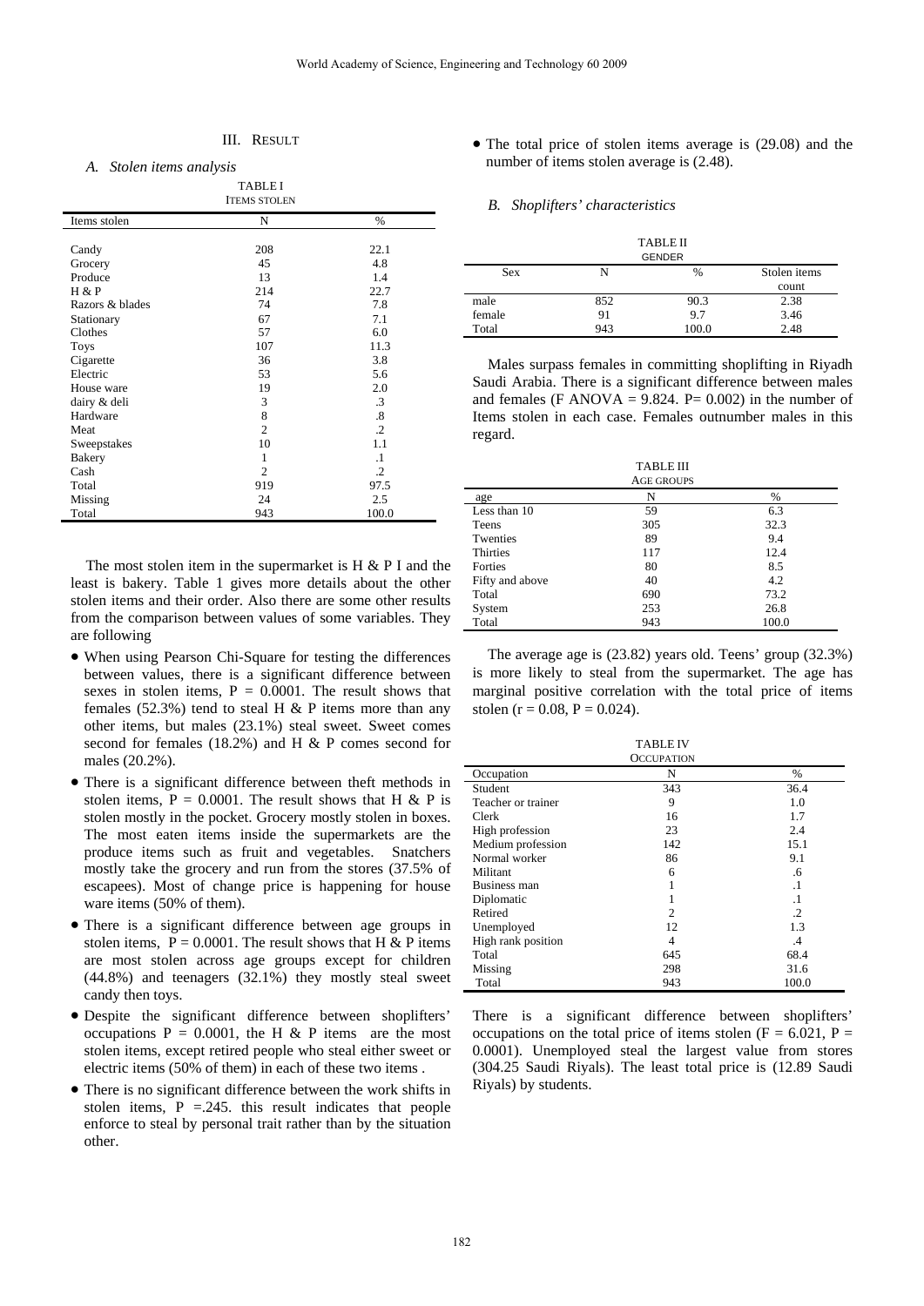## III. Result

### A. Stolen items analysis

TABLE I
ITEMS STOLEN

| Items stolen | N | % |
|---|---|---|
| Candy | 208 | 22.1 |
| Grocery | 45 | 4.8 |
| Produce | 13 | 1.4 |
| H & P | 214 | 22.7 |
| Razors & blades | 74 | 7.8 |
| Stationary | 67 | 7.1 |
| Clothes | 57 | 6.0 |
| Toys | 107 | 11.3 |
| Cigarette | 36 | 3.8 |
| Electric | 53 | 5.6 |
| House ware | 19 | 2.0 |
| dairy & deli | 3 | .3 |
| Hardware | 8 | .8 |
| Meat | 2 | .2 |
| Sweepstakes | 10 | 1.1 |
| Bakery | 1 | .1 |
| Cash | 2 | .2 |
| Total | 919 | 97.5 |
| Missing | 24 | 2.5 |
| Total | 943 | 100.0 |

The most stolen item in the supermarket is H & P I and the least is bakery. Table 1 gives more details about the other stolen items and their order. Also there are some other results from the comparison between values of some variables. They are following

- When using Pearson Chi-Square for testing the differences between values, there is a significant difference between sexes in stolen items, P = 0.0001. The result shows that females (52.3%) tend to steal H & P items more than any other items, but males (23.1%) steal sweet. Sweet comes second for females (18.2%) and H & P comes second for males (20.2%).
- There is a significant difference between theft methods in stolen items, P = 0.0001. The result shows that H & P is stolen mostly in the pocket. Grocery mostly stolen in boxes. The most eaten items inside the supermarkets are the produce items such as fruit and vegetables. Snatchers mostly take the grocery and run from the stores (37.5% of escapees). Most of change price is happening for house ware items (50% of them).
- There is a significant difference between age groups in stolen items, P = 0.0001. The result shows that H & P items are most stolen across age groups except for children (44.8%) and teenagers (32.1%) they mostly steal sweet candy then toys.
- Despite the significant difference between shoplifters' occupations P = 0.0001, the H & P items are the most stolen items, except retired people who steal either sweet or electric items (50% of them) in each of these two items .
- There is no significant difference between the work shifts in stolen items, P =.245. this result indicates that people enforce to steal by personal trait rather than by the situation other.
- The total price of stolen items average is (29.08) and the number of items stolen average is (2.48).

### B. Shoplifters' characteristics

TABLE II
GENDER

| Sex | N | % | Stolen items count |
|---|---|---|---|
| male | 852 | 90.3 | 2.38 |
| female | 91 | 9.7 | 3.46 |
| Total | 943 | 100.0 | 2.48 |

Males surpass females in committing shoplifting in Riyadh Saudi Arabia. There is a significant difference between males and females (F ANOVA = 9.824. P= 0.002) in the number of Items stolen in each case. Females outnumber males in this regard.

TABLE III
AGE GROUPS

| age | N | % |
|---|---|---|
| Less than 10 | 59 | 6.3 |
| Teens | 305 | 32.3 |
| Twenties | 89 | 9.4 |
| Thirties | 117 | 12.4 |
| Forties | 80 | 8.5 |
| Fifty and above | 40 | 4.2 |
| Total | 690 | 73.2 |
| System | 253 | 26.8 |
| Total | 943 | 100.0 |

The average age is (23.82) years old. Teens' group (32.3%) is more likely to steal from the supermarket. The age has marginal positive correlation with the total price of items stolen ($r = 0.08$, $P = 0.024$).

TABLE IV
OCCUPATION

| Occupation | N | % |
|---|---|---|
| Student | 343 | 36.4 |
| Teacher or trainer | 9 | 1.0 |
| Clerk | 16 | 1.7 |
| High profession | 23 | 2.4 |
| Medium profession | 142 | 15.1 |
| Normal worker | 86 | 9.1 |
| Militant | 6 | .6 |
| Business man | 1 | .1 |
| Diplomatic | 1 | .1 |
| Retired | 2 | .2 |
| Unemployed | 12 | 1.3 |
| High rank position | 4 | .4 |
| Total | 645 | 68.4 |
| Missing | 298 | 31.6 |
| Total | 943 | 100.0 |

There is a significant difference between shoplifters' occupations on the total price of items stolen ($F = 6.021$, $P = 0.0001$). Unemployed steal the largest value from stores (304.25 Saudi Riyals). The least total price is (12.89 Saudi Riyals) by students.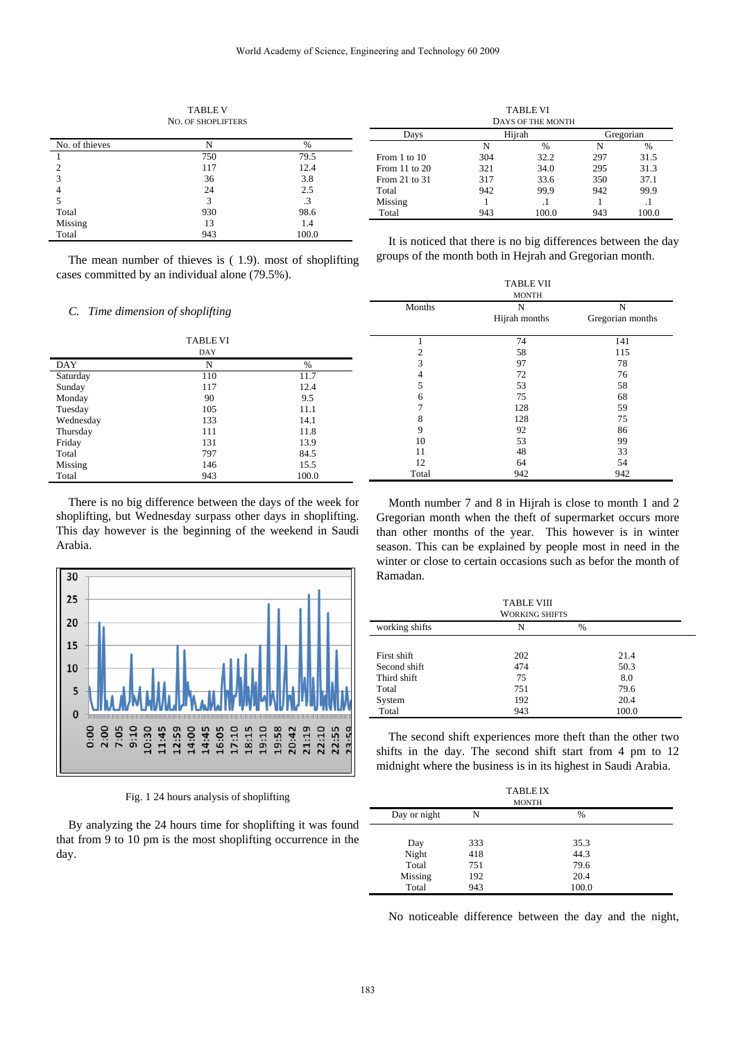TABLE V
NO. OF SHOPLIFTERS

| No. of thieves | N | % |
|---|---|---|
| 1 | 750 | 79.5 |
| 2 | 117 | 12.4 |
| 3 | 36 | 3.8 |
| 4 | 24 | 2.5 |
| 5 | 3 | .3 |
| Total | 930 | 98.6 |
| Missing | 13 | 1.4 |
| Total | 943 | 100.0 |

The mean number of thieves is ( 1.9). most of shoplifting cases committed by an individual alone (79.5%).

### C. *Time dimension of shoplifting*

TABLE VI
DAY

| DAY | N | % |
|---|---|---|
| Saturday | 110 | 11.7 |
| Sunday | 117 | 12.4 |
| Monday | 90 | 9.5 |
| Tuesday | 105 | 11.1 |
| Wednesday | 133 | 14.1 |
| Thursday | 111 | 11.8 |
| Friday | 131 | 13.9 |
| Total | 797 | 84.5 |
| Missing | 146 | 15.5 |
| Total | 943 | 100.0 |

There is no big difference between the days of the week for shoplifting, but Wednesday surpass other days in shoplifting. This day however is the beginning of the weekend in Saudi Arabia.

Fig. 1 24 hours analysis of shoplifting

By analyzing the 24 hours time for shoplifting it was found that from 9 to 10 pm is the most shoplifting occurrence in the day.

TABLE VI
DAYS OF THE MONTH

| Days | Hijrah | | Gregorian | |
|---|---|---|---|---|
| | N | % | N | % |
| From 1 to 10 | 304 | 32.2 | 297 | 31.5 |
| From 11 to 20 | 321 | 34.0 | 295 | 31.3 |
| From 21 to 31 | 317 | 33.6 | 350 | 37.1 |
| Total | 942 | 99.9 | 942 | 99.9 |
| Missing | 1 | .1 | 1 | .1 |
| Total | 943 | 100.0 | 943 | 100.0 |

It is noticed that there is no big differences between the day groups of the month both in Hejrah and Gregorian month.

TABLE VII
MONTH

| Months | N Hijrah months | N Gregorian months |
|---|---|---|
| 1 | 74 | 141 |
| 2 | 58 | 115 |
| 3 | 97 | 78 |
| 4 | 72 | 76 |
| 5 | 53 | 58 |
| 6 | 75 | 68 |
| 7 | 128 | 59 |
| 8 | 128 | 75 |
| 9 | 92 | 86 |
| 10 | 53 | 99 |
| 11 | 48 | 33 |
| 12 | 64 | 54 |
| Total | 942 | 942 |

Month number 7 and 8 in Hijrah is close to month 1 and 2 Gregorian month when the theft of supermarket occurs more than other months of the year. This however is in winter season. This can be explained by people most in need in the winter or close to certain occasions such as befor the month of Ramadan.

TABLE VIII
WORKING SHIFTS

| working shifts | N | % |
|---|---|---|
| First shift | 202 | 21.4 |
| Second shift | 474 | 50.3 |
| Third shift | 75 | 8.0 |
| Total | 751 | 79.6 |
| System | 192 | 20.4 |
| Total | 943 | 100.0 |

The second shift experiences more theft than the other two shifts in the day. The second shift start from 4 pm to 12 midnight where the business is in its highest in Saudi Arabia.

TABLE IX
MONTH

| Day or night | N | % |
|---|---|---|
| Day | 333 | 35.3 |
| Night | 418 | 44.3 |
| Total | 751 | 79.6 |
| Missing | 192 | 20.4 |
| Total | 943 | 100.0 |

No noticeable difference between the day and the night,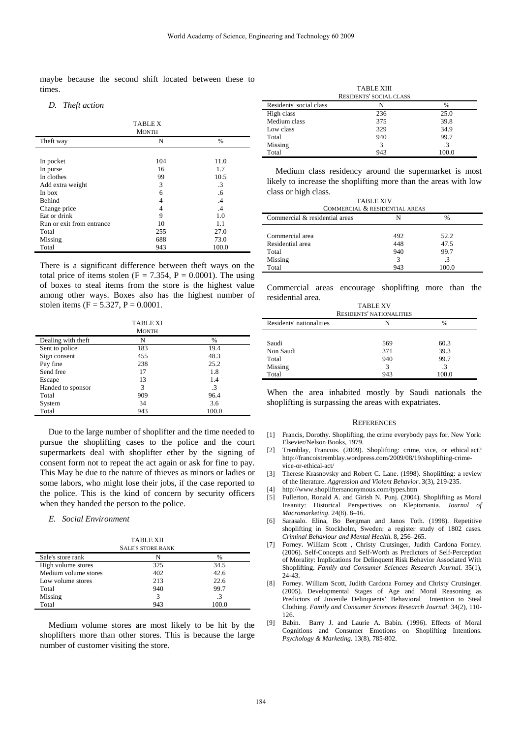maybe because the second shift located between these to times.

### D. Theft action

TABLE X
MONTH

| Theft way | N | % |
|---|---|---|
| In pocket | 104 | 11.0 |
| In purse | 16 | 1.7 |
| In clothes | 99 | 10.5 |
| Add extra weight | 3 | .3 |
| In box | 6 | .6 |
| Behind | 4 | .4 |
| Change price | 4 | .4 |
| Eat or drink | 9 | 1.0 |
| Run or exit from entrance | 10 | 1.1 |
| Total | 255 | 27.0 |
| Missing | 688 | 73.0 |
| Total | 943 | 100.0 |

There is a significant difference between theft ways on the total price of items stolen ($F = 7.354$, $P = 0.0001$). The using of boxes to steal items from the store is the highest value among other ways. Boxes also has the highest number of stolen items ($F = 5.327$, $P = 0.0001$.

TABLE XI
MONTH

| Dealing with theft | N | % |
|---|---|---|
| Sent to police | 183 | 19.4 |
| Sign consent | 455 | 48.3 |
| Pay fine | 238 | 25.2 |
| Send free | 17 | 1.8 |
| Escape | 13 | 1.4 |
| Handed to sponsor | 3 | .3 |
| Total | 909 | 96.4 |
| System | 34 | 3.6 |
| Total | 943 | 100.0 |

Due to the large number of shoplifter and the time needed to pursue the shoplifting cases to the police and the court supermarkets deal with shoplifter ether by the signing of consent form not to repeat the act again or ask for fine to pay. This May be due to the nature of thieves as minors or ladies or some labors, who might lose their jobs, if the case reported to the police. This is the kind of concern by security officers when they handed the person to the police.

### E. Social Environment

TABLE XII
SALE'S STORE RANK

| Sale's store rank | N | % |
|---|---|---|
| High volume stores | 325 | 34.5 |
| Medium volume stores | 402 | 42.6 |
| Low volume stores | 213 | 22.6 |
| Total | 940 | 99.7 |
| Missing | 3 | .3 |
| Total | 943 | 100.0 |

Medium volume stores are most likely to be hit by the shoplifters more than other stores. This is because the large number of customer visiting the store.

TABLE XIII
RESIDENTS' SOCIAL CLASS

| Residents' social class | N | % |
|---|---|---|
| High class | 236 | 25.0 |
| Medium class | 375 | 39.8 |
| Low class | 329 | 34.9 |
| Total | 940 | 99.7 |
| Missing | 3 | .3 |
| Total | 943 | 100.0 |

Medium class residency around the supermarket is most likely to increase the shoplifting more than the areas with low class or high class.

TABLE XIV
COMMERCIAL & RESIDENTIAL AREAS

| Commercial & residential areas | N | % |
|---|---|---|
| Commercial area | 492 | 52.2 |
| Residential area | 448 | 47.5 |
| Total | 940 | 99.7 |
| Missing | 3 | .3 |
| Total | 943 | 100.0 |

Commercial areas encourage shoplifting more than the residential area.

TABLE XV
RESIDENTS' NATIONALITIES

| Residents' nationalities | N | % |
|---|---|---|
| Saudi | 569 | 60.3 |
| Non Saudi | 371 | 39.3 |
| Total | 940 | 99.7 |
| Missing | 3 | .3 |
| Total | 943 | 100.0 |

When the area inhabited mostly by Saudi nationals the shoplifting is surpassing the areas with expatriates.

## REFERENCES

[1] Francis, Dorothy. Shoplifting, the crime everybody pays for. New York: Elsevier/Nelson Books, 1979.

[2] Tremblay, Francois. (2009). Shoplifting: crime, vice, or ethical act? http://francoistremblay.wordpress.com/2009/08/19/shoplifting-crime-vice-or-ethical-act/

[3] Therese Krasnovsky and Robert C. Lane. (1998). Shoplifting: a review of the literature. *Aggression and Violent Behavior*. 3(3), 219-235.

[4] http://www.shopliftersanonymous.com/types.htm

[5] Fullerton, Ronald A. and Girish N. Punj. (2004). Shoplifting as Moral Insanity: Historical Perspectives on Kleptomania. *Journal of Macromarketing*. 24(8). 8–16.

[6] Sarasalo. Elina, Bo Bergman and Janos Toth. (1998). Repetitive shoplifting in Stockholm, Sweden: a register study of 1802 cases. *Criminal Behaviour and Mental Health*. 8, 256–265.

[7] Forney. William Scott , Christy Crutsinger, Judith Cardona Forney. (2006). Self-Concepts and Self-Worth as Predictors of Self-Perception of Morality: Implications for Delinquent Risk Behavior Associated With Shoplifting. *Family and Consumer Sciences Research Journal.* 35(1), 24-43.

[8] Forney. William Scott, Judith Cardona Forney and Christy Crutsinger. (2005). Developmental Stages of Age and Moral Reasoning as Predictors of Juvenile Delinquents' Behavioral Intention to Steal Clothing. *Family and Consumer Sciences Research Journal*. 34(2), 110-126.

[9] Babin. Barry J. and Laurie A. Babin. (1996). Effects of Moral Cognitions and Consumer Emotions on Shoplifting Intentions. *Psychology & Marketing*. 13(8), 785-802.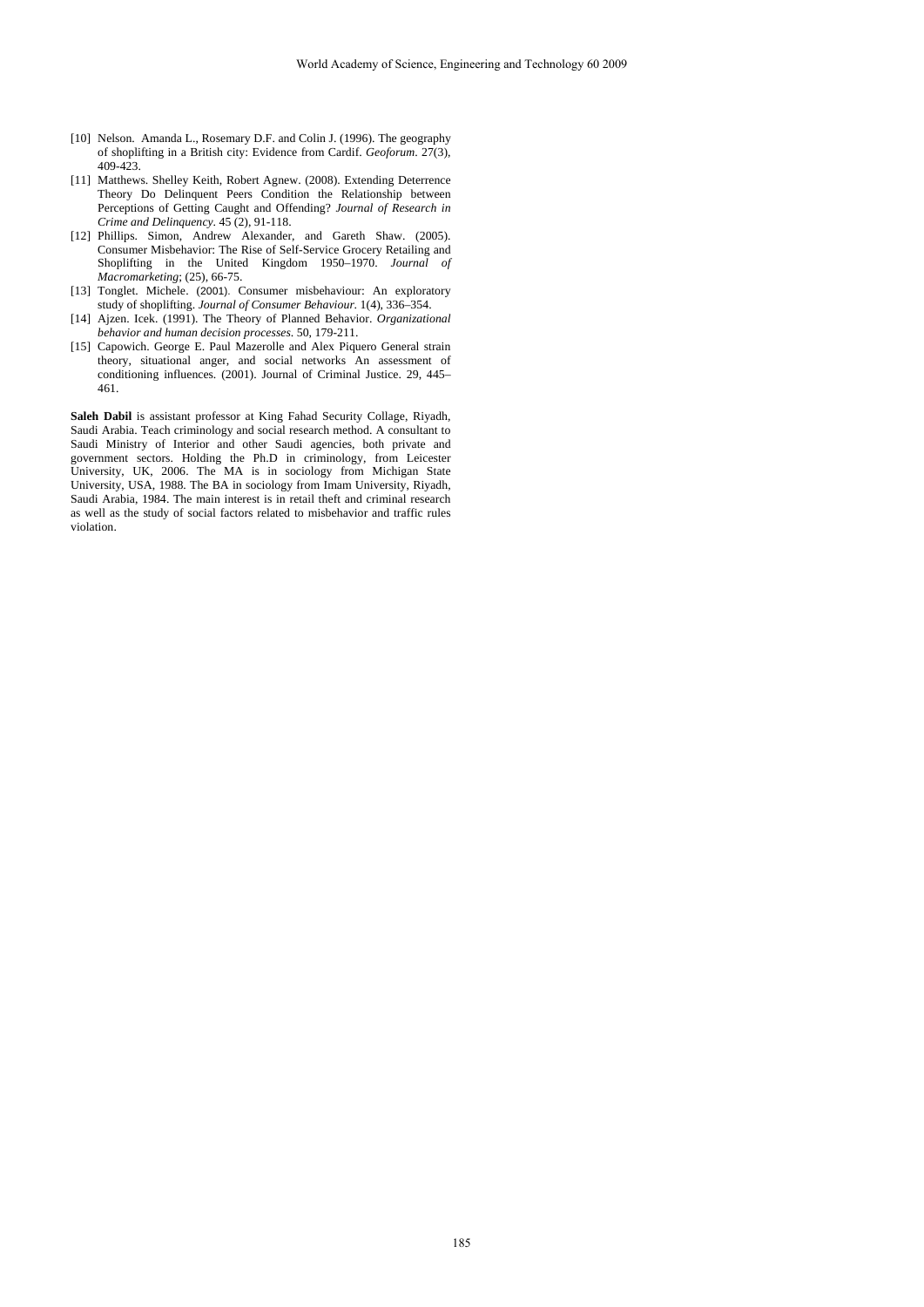[10] Nelson. Amanda L., Rosemary D.F. and Colin J. (1996). The geography of shoplifting in a British city: Evidence from Cardif. *Geoforum*. 27(3), 409-423.

[11] Matthews. Shelley Keith, Robert Agnew. (2008). Extending Deterrence Theory Do Delinquent Peers Condition the Relationship between Perceptions of Getting Caught and Offending? *Journal of Research in Crime and Delinquency*. 45 (2), 91-118.

[12] Phillips. Simon, Andrew Alexander, and Gareth Shaw. (2005). Consumer Misbehavior: The Rise of Self-Service Grocery Retailing and Shoplifting in the United Kingdom 1950–1970. *Journal of Macromarketing*; (25), 66-75.

[13] Tonglet. Michele. (2001). Consumer misbehaviour: An exploratory study of shoplifting. *Journal of Consumer Behaviour.* 1(4), 336–354.

[14] Ajzen. Icek. (1991). The Theory of Planned Behavior. *Organizational behavior and human decision processes*. 50, 179-211.

[15] Capowich. George E. Paul Mazerolle and Alex Piquero General strain theory, situational anger, and social networks An assessment of conditioning influences. (2001). Journal of Criminal Justice. 29, 445–461.

**Saleh Dabil** is assistant professor at King Fahad Security Collage, Riyadh, Saudi Arabia. Teach criminology and social research method. A consultant to Saudi Ministry of Interior and other Saudi agencies, both private and government sectors. Holding the Ph.D in criminology, from Leicester University, UK, 2006. The MA is in sociology from Michigan State University, USA, 1988. The BA in sociology from Imam University, Riyadh, Saudi Arabia, 1984. The main interest is in retail theft and criminal research as well as the study of social factors related to misbehavior and traffic rules violation.